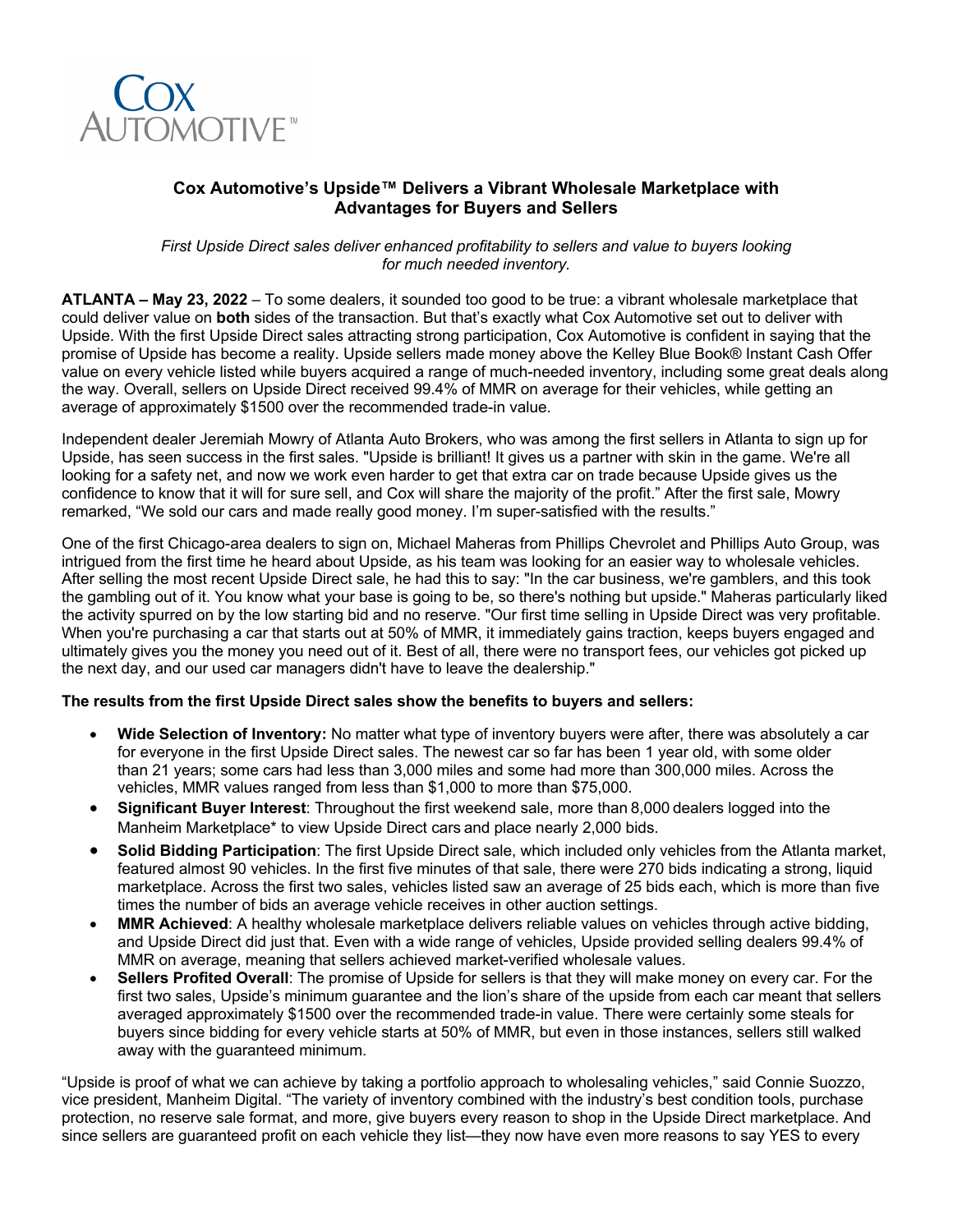# Cox Automotive's Upside™ Delivers a Vibrant Wholesale Marketplace with Advantages for Buyers and Sellers

*First Upside Direct sales deliver enhanced profitability to sellers and value to buyers looking for much needed inventory.*

**ATLANTA – May 23, 2022** – To some dealers, it sounded too good to be true: a vibrant wholesale marketplace that could deliver value on **both** sides of the transaction. But that's exactly what Cox Automotive set out to deliver with Upside. With the first Upside Direct sales attracting strong participation, Cox Automotive is confident in saying that the promise of Upside has become a reality. Upside sellers made money above the Kelley Blue Book® Instant Cash Offer value on every vehicle listed while buyers acquired a range of much-needed inventory, including some great deals along the way. Overall, sellers on Upside Direct received 99.4% of MMR on average for their vehicles, while getting an average of approximately $1500 over the recommended trade-in value.

Independent dealer Jeremiah Mowry of Atlanta Auto Brokers, who was among the first sellers in Atlanta to sign up for Upside, has seen success in the first sales. "Upside is brilliant! It gives us a partner with skin in the game. We're all looking for a safety net, and now we work even harder to get that extra car on trade because Upside gives us the confidence to know that it will for sure sell, and Cox will share the majority of the profit." After the first sale, Mowry remarked, "We sold our cars and made really good money. I'm super-satisfied with the results."

One of the first Chicago-area dealers to sign on, Michael Maheras from Phillips Chevrolet and Phillips Auto Group, was intrigued from the first time he heard about Upside, as his team was looking for an easier way to wholesale vehicles. After selling the most recent Upside Direct sale, he had this to say: "In the car business, we're gamblers, and this took the gambling out of it. You know what your base is going to be, so there's nothing but upside." Maheras particularly liked the activity spurred on by the low starting bid and no reserve. "Our first time selling in Upside Direct was very profitable. When you're purchasing a car that starts out at 50% of MMR, it immediately gains traction, keeps buyers engaged and ultimately gives you the money you need out of it. Best of all, there were no transport fees, our vehicles got picked up the next day, and our used car managers didn't have to leave the dealership."

**The results from the first Upside Direct sales show the benefits to buyers and sellers:**

- **Wide Selection of Inventory:** No matter what type of inventory buyers were after, there was absolutely a car for everyone in the first Upside Direct sales. The newest car so far has been 1 year old, with some older than 21 years; some cars had less than 3,000 miles and some had more than 300,000 miles. Across the vehicles, MMR values ranged from less than $1,000 to more than $75,000.
- **Significant Buyer Interest**: Throughout the first weekend sale, more than 8,000 dealers logged into the Manheim Marketplace* to view Upside Direct cars and place nearly 2,000 bids.
- **Solid Bidding Participation**: The first Upside Direct sale, which included only vehicles from the Atlanta market, featured almost 90 vehicles. In the first five minutes of that sale, there were 270 bids indicating a strong, liquid marketplace. Across the first two sales, vehicles listed saw an average of 25 bids each, which is more than five times the number of bids an average vehicle receives in other auction settings.
- **MMR Achieved**: A healthy wholesale marketplace delivers reliable values on vehicles through active bidding, and Upside Direct did just that. Even with a wide range of vehicles, Upside provided selling dealers 99.4% of MMR on average, meaning that sellers achieved market-verified wholesale values.
- **Sellers Profited Overall**: The promise of Upside for sellers is that they will make money on every car. For the first two sales, Upside's minimum guarantee and the lion's share of the upside from each car meant that sellers averaged approximately $1500 over the recommended trade-in value. There were certainly some steals for buyers since bidding for every vehicle starts at 50% of MMR, but even in those instances, sellers still walked away with the guaranteed minimum.

"Upside is proof of what we can achieve by taking a portfolio approach to wholesaling vehicles," said Connie Suozzo, vice president, Manheim Digital. "The variety of inventory combined with the industry's best condition tools, purchase protection, no reserve sale format, and more, give buyers every reason to shop in the Upside Direct marketplace. And since sellers are guaranteed profit on each vehicle they list—they now have even more reasons to say YES to every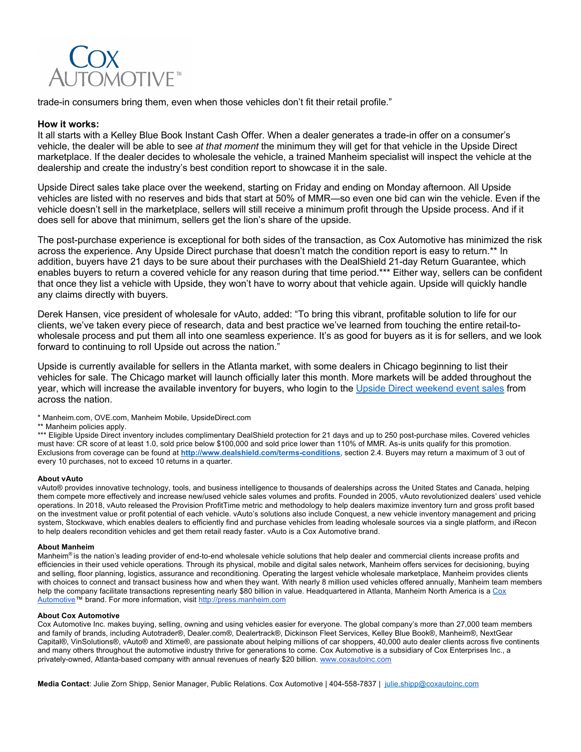trade-in consumers bring them, even when those vehicles don't fit their retail profile."

**How it works:**

It all starts with a Kelley Blue Book Instant Cash Offer. When a dealer generates a trade-in offer on a consumer's vehicle, the dealer will be able to see *at that moment* the minimum they will get for that vehicle in the Upside Direct marketplace. If the dealer decides to wholesale the vehicle, a trained Manheim specialist will inspect the vehicle at the dealership and create the industry's best condition report to showcase it in the sale.

Upside Direct sales take place over the weekend, starting on Friday and ending on Monday afternoon. All Upside vehicles are listed with no reserves and bids that start at 50% of MMR—so even one bid can win the vehicle. Even if the vehicle doesn't sell in the marketplace, sellers will still receive a minimum profit through the Upside process. And if it does sell for above that minimum, sellers get the lion's share of the upside.

The post-purchase experience is exceptional for both sides of the transaction, as Cox Automotive has minimized the risk across the experience. Any Upside Direct purchase that doesn't match the condition report is easy to return.** In addition, buyers have 21 days to be sure about their purchases with the DealShield 21-day Return Guarantee, which enables buyers to return a covered vehicle for any reason during that time period.*** Either way, sellers can be confident that once they list a vehicle with Upside, they won't have to worry about that vehicle again. Upside will quickly handle any claims directly with buyers.

Derek Hansen, vice president of wholesale for vAuto, added: "To bring this vibrant, profitable solution to life for our clients, we've taken every piece of research, data and best practice we've learned from touching the entire retail-to-wholesale process and put them all into one seamless experience. It's as good for buyers as it is for sellers, and we look forward to continuing to roll Upside out across the nation."

Upside is currently available for sellers in the Atlanta market, with some dealers in Chicago beginning to list their vehicles for sale. The Chicago market will launch officially later this month. More markets will be added throughout the year, which will increase the available inventory for buyers, who login to the Upside Direct weekend event sales from across the nation.

\* Manheim.com, OVE.com, Manheim Mobile, UpsideDirect.com

\** Manheim policies apply.

\*** Eligible Upside Direct inventory includes complimentary DealShield protection for 21 days and up to 250 post-purchase miles. Covered vehicles must have: CR score of at least 1.0, sold price below $100,000 and sold price lower than 110% of MMR. As-is units qualify for this promotion. Exclusions from coverage can be found at **http://www.dealshield.com/terms-conditions**, section 2.4. Buyers may return a maximum of 3 out of every 10 purchases, not to exceed 10 returns in a quarter.

**About vAuto**

vAuto® provides innovative technology, tools, and business intelligence to thousands of dealerships across the United States and Canada, helping them compete more effectively and increase new/used vehicle sales volumes and profits. Founded in 2005, vAuto revolutionized dealers' used vehicle operations. In 2018, vAuto released the Provision ProfitTime metric and methodology to help dealers maximize inventory turn and gross profit based on the investment value or profit potential of each vehicle. vAuto's solutions also include Conquest, a new vehicle inventory management and pricing system, Stockwave, which enables dealers to efficiently find and purchase vehicles from leading wholesale sources via a single platform, and iRecon to help dealers recondition vehicles and get them retail ready faster. vAuto is a Cox Automotive brand.

**About Manheim**

Manheim® is the nation's leading provider of end-to-end wholesale vehicle solutions that help dealer and commercial clients increase profits and efficiencies in their used vehicle operations. Through its physical, mobile and digital sales network, Manheim offers services for decisioning, buying and selling, floor planning, logistics, assurance and reconditioning. Operating the largest vehicle wholesale marketplace, Manheim provides clients with choices to connect and transact business how and when they want. With nearly 8 million used vehicles offered annually, Manheim team members help the company facilitate transactions representing nearly $80 billion in value. Headquartered in Atlanta, Manheim North America is a Cox Automotive™ brand. For more information, visit http://press.manheim.com

**About Cox Automotive**

Cox Automotive Inc. makes buying, selling, owning and using vehicles easier for everyone. The global company's more than 27,000 team members and family of brands, including Autotrader®, Dealer.com®, Dealertrack®, Dickinson Fleet Services, Kelley Blue Book®, Manheim®, NextGear Capital®, VinSolutions®, vAuto® and Xtime®, are passionate about helping millions of car shoppers, 40,000 auto dealer clients across five continents and many others throughout the automotive industry thrive for generations to come. Cox Automotive is a subsidiary of Cox Enterprises Inc., a privately-owned, Atlanta-based company with annual revenues of nearly $20 billion. www.coxautoinc.com

**Media Contact**: Julie Zorn Shipp, Senior Manager, Public Relations. Cox Automotive | 404-558-7837 | julie.shipp@coxautoinc.com